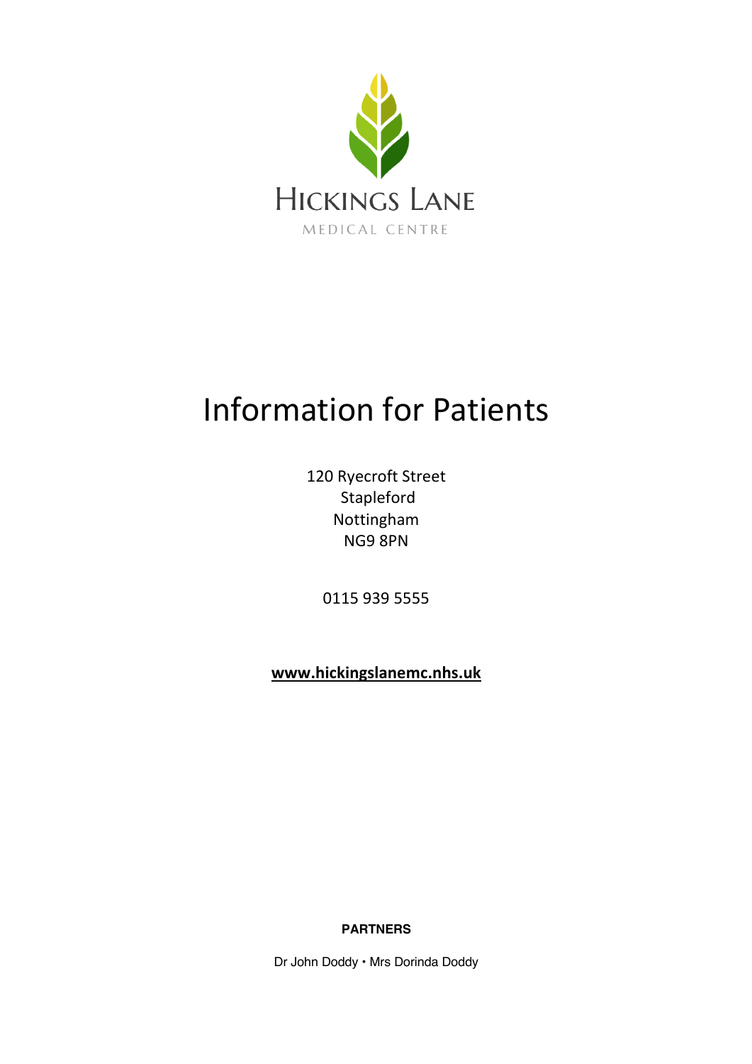HICKINGS LANE

MEDICAL CENTRE

# Information for Patients

120 Ryecroft Street
Stapleford
Nottingham
NG9 8PN

0115 939 5555

**www.hickingslanemc.nhs.uk**

**PARTNERS**

Dr John Doddy • Mrs Dorinda Doddy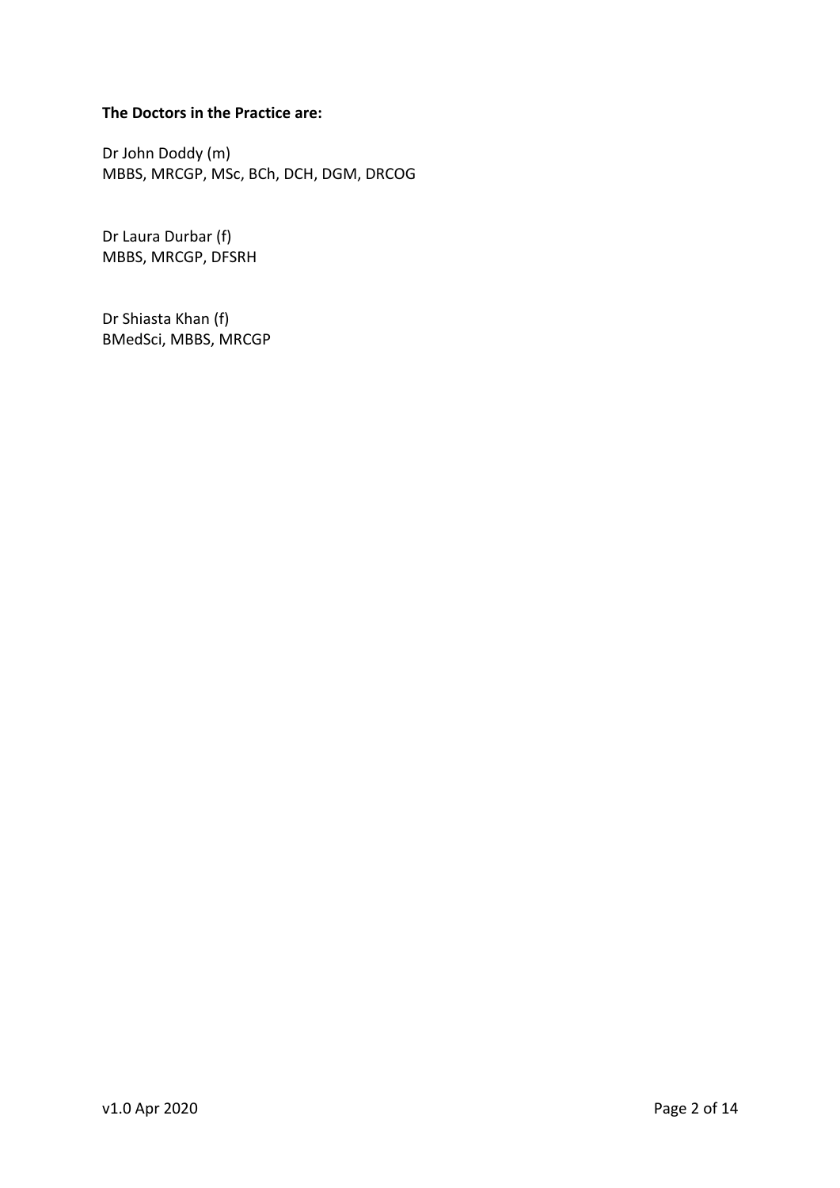**The Doctors in the Practice are:**

Dr John Doddy (m)
MBBS, MRCGP, MSc, BCh, DCH, DGM, DRCOG

Dr Laura Durbar (f)
MBBS, MRCGP, DFSRH

Dr Shiasta Khan (f)
BMedSci, MBBS, MRCGP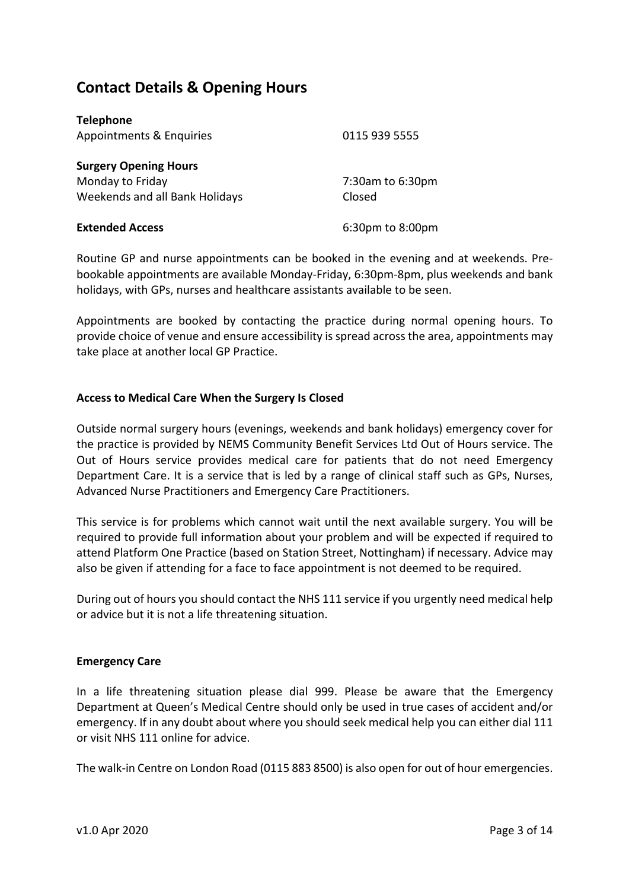## Contact Details & Opening Hours

**Telephone**

| | |
|---|---|
| Appointments & Enquiries | 0115 939 5555 |

**Surgery Opening Hours**

| | |
|---|---|
| Monday to Friday | 7:30am to 6:30pm |
| Weekends and all Bank Holidays | Closed |

| | |
|---|---|
| **Extended Access** | 6:30pm to 8:00pm |

Routine GP and nurse appointments can be booked in the evening and at weekends. Pre-bookable appointments are available Monday-Friday, 6:30pm-8pm, plus weekends and bank holidays, with GPs, nurses and healthcare assistants available to be seen.

Appointments are booked by contacting the practice during normal opening hours. To provide choice of venue and ensure accessibility is spread across the area, appointments may take place at another local GP Practice.

**Access to Medical Care When the Surgery Is Closed**

Outside normal surgery hours (evenings, weekends and bank holidays) emergency cover for the practice is provided by NEMS Community Benefit Services Ltd Out of Hours service. The Out of Hours service provides medical care for patients that do not need Emergency Department Care. It is a service that is led by a range of clinical staff such as GPs, Nurses, Advanced Nurse Practitioners and Emergency Care Practitioners.

This service is for problems which cannot wait until the next available surgery. You will be required to provide full information about your problem and will be expected if required to attend Platform One Practice (based on Station Street, Nottingham) if necessary. Advice may also be given if attending for a face to face appointment is not deemed to be required.

During out of hours you should contact the NHS 111 service if you urgently need medical help or advice but it is not a life threatening situation.

**Emergency Care**

In a life threatening situation please dial 999. Please be aware that the Emergency Department at Queen's Medical Centre should only be used in true cases of accident and/or emergency. If in any doubt about where you should seek medical help you can either dial 111 or visit NHS 111 online for advice.

The walk-in Centre on London Road (0115 883 8500) is also open for out of hour emergencies.

v1.0 Apr 2020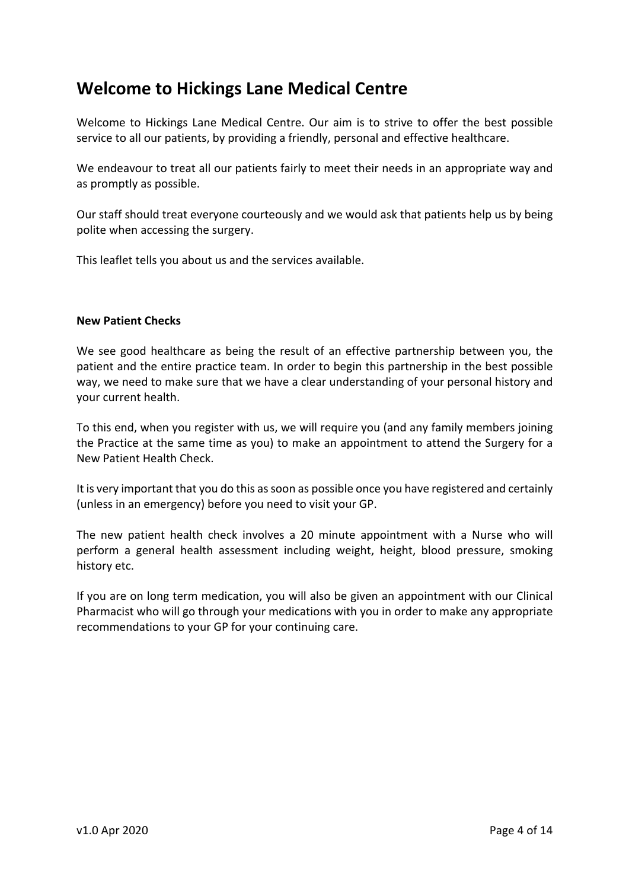# Welcome to Hickings Lane Medical Centre

Welcome to Hickings Lane Medical Centre. Our aim is to strive to offer the best possible service to all our patients, by providing a friendly, personal and effective healthcare.

We endeavour to treat all our patients fairly to meet their needs in an appropriate way and as promptly as possible.

Our staff should treat everyone courteously and we would ask that patients help us by being polite when accessing the surgery.

This leaflet tells you about us and the services available.

**New Patient Checks**

We see good healthcare as being the result of an effective partnership between you, the patient and the entire practice team. In order to begin this partnership in the best possible way, we need to make sure that we have a clear understanding of your personal history and your current health.

To this end, when you register with us, we will require you (and any family members joining the Practice at the same time as you) to make an appointment to attend the Surgery for a New Patient Health Check.

It is very important that you do this as soon as possible once you have registered and certainly (unless in an emergency) before you need to visit your GP.

The new patient health check involves a 20 minute appointment with a Nurse who will perform a general health assessment including weight, height, blood pressure, smoking history etc.

If you are on long term medication, you will also be given an appointment with our Clinical Pharmacist who will go through your medications with you in order to make any appropriate recommendations to your GP for your continuing care.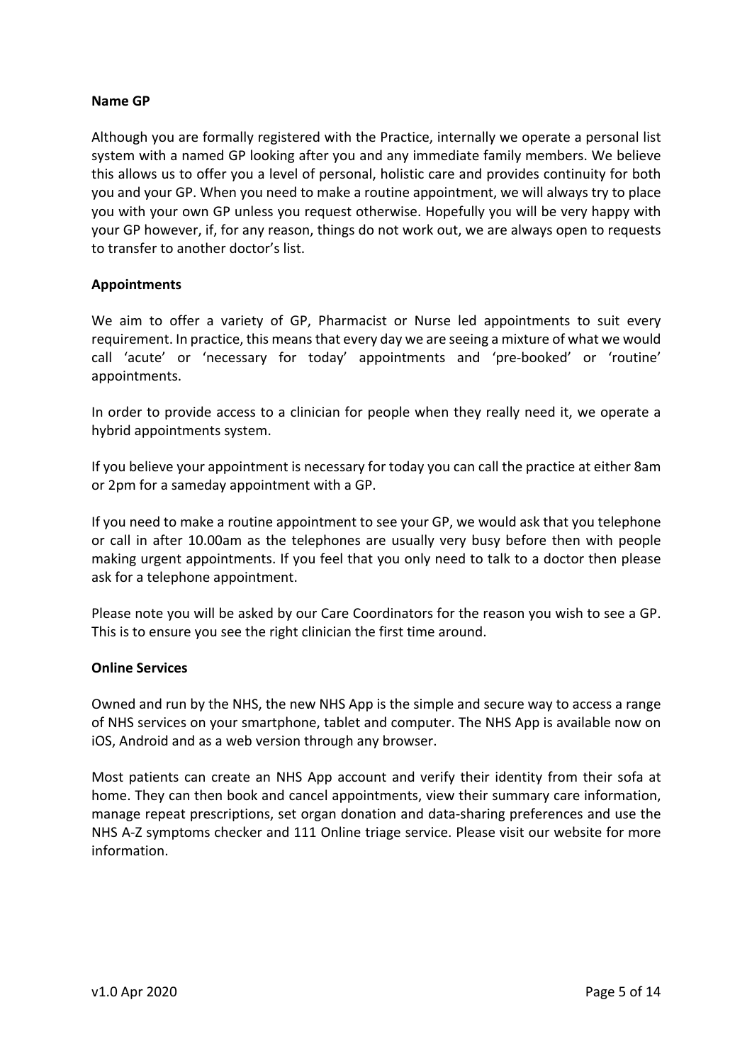**Name GP**

Although you are formally registered with the Practice, internally we operate a personal list system with a named GP looking after you and any immediate family members. We believe this allows us to offer you a level of personal, holistic care and provides continuity for both you and your GP. When you need to make a routine appointment, we will always try to place you with your own GP unless you request otherwise. Hopefully you will be very happy with your GP however, if, for any reason, things do not work out, we are always open to requests to transfer to another doctor's list.

**Appointments**

We aim to offer a variety of GP, Pharmacist or Nurse led appointments to suit every requirement. In practice, this means that every day we are seeing a mixture of what we would call 'acute' or 'necessary for today' appointments and 'pre-booked' or 'routine' appointments.

In order to provide access to a clinician for people when they really need it, we operate a hybrid appointments system.

If you believe your appointment is necessary for today you can call the practice at either 8am or 2pm for a sameday appointment with a GP.

If you need to make a routine appointment to see your GP, we would ask that you telephone or call in after 10.00am as the telephones are usually very busy before then with people making urgent appointments. If you feel that you only need to talk to a doctor then please ask for a telephone appointment.

Please note you will be asked by our Care Coordinators for the reason you wish to see a GP. This is to ensure you see the right clinician the first time around.

**Online Services**

Owned and run by the NHS, the new NHS App is the simple and secure way to access a range of NHS services on your smartphone, tablet and computer. The NHS App is available now on iOS, Android and as a web version through any browser.

Most patients can create an NHS App account and verify their identity from their sofa at home. They can then book and cancel appointments, view their summary care information, manage repeat prescriptions, set organ donation and data-sharing preferences and use the NHS A-Z symptoms checker and 111 Online triage service. Please visit our website for more information.

v1.0 Apr 2020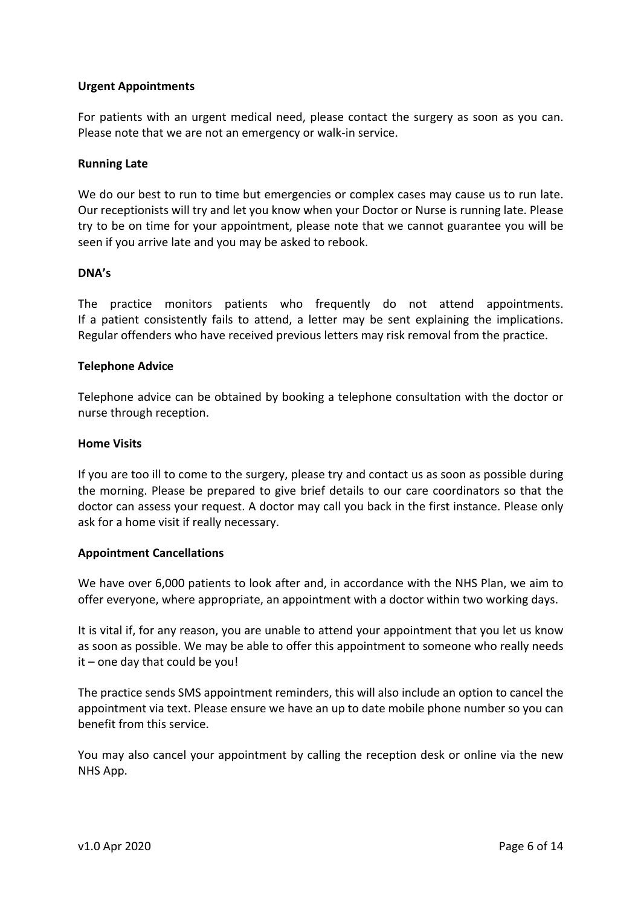**Urgent Appointments**

For patients with an urgent medical need, please contact the surgery as soon as you can. Please note that we are not an emergency or walk-in service.

**Running Late**

We do our best to run to time but emergencies or complex cases may cause us to run late. Our receptionists will try and let you know when your Doctor or Nurse is running late. Please try to be on time for your appointment, please note that we cannot guarantee you will be seen if you arrive late and you may be asked to rebook.

**DNA's**

The practice monitors patients who frequently do not attend appointments. If a patient consistently fails to attend, a letter may be sent explaining the implications. Regular offenders who have received previous letters may risk removal from the practice.

**Telephone Advice**

Telephone advice can be obtained by booking a telephone consultation with the doctor or nurse through reception.

**Home Visits**

If you are too ill to come to the surgery, please try and contact us as soon as possible during the morning. Please be prepared to give brief details to our care coordinators so that the doctor can assess your request. A doctor may call you back in the first instance. Please only ask for a home visit if really necessary.

**Appointment Cancellations**

We have over 6,000 patients to look after and, in accordance with the NHS Plan, we aim to offer everyone, where appropriate, an appointment with a doctor within two working days.

It is vital if, for any reason, you are unable to attend your appointment that you let us know as soon as possible. We may be able to offer this appointment to someone who really needs it – one day that could be you!

The practice sends SMS appointment reminders, this will also include an option to cancel the appointment via text. Please ensure we have an up to date mobile phone number so you can benefit from this service.

You may also cancel your appointment by calling the reception desk or online via the new NHS App.

v1.0 Apr 2020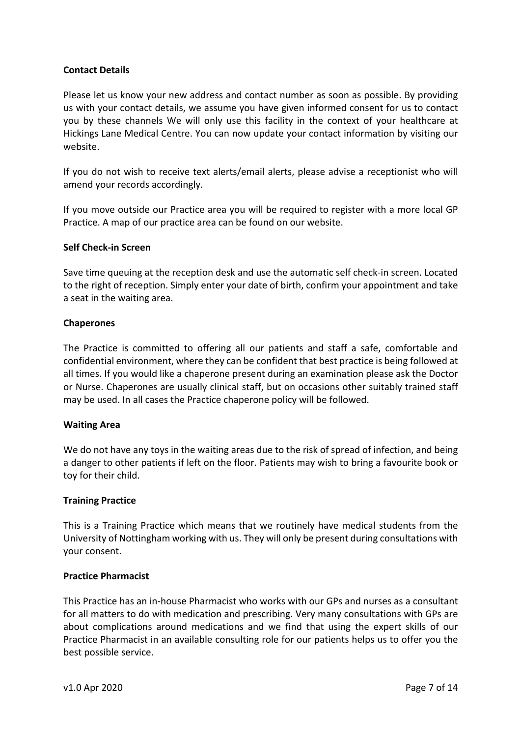**Contact Details**

Please let us know your new address and contact number as soon as possible. By providing us with your contact details, we assume you have given informed consent for us to contact you by these channels We will only use this facility in the context of your healthcare at Hickings Lane Medical Centre. You can now update your contact information by visiting our website.

If you do not wish to receive text alerts/email alerts, please advise a receptionist who will amend your records accordingly.

If you move outside our Practice area you will be required to register with a more local GP Practice. A map of our practice area can be found on our website.

**Self Check-in Screen**

Save time queuing at the reception desk and use the automatic self check-in screen. Located to the right of reception. Simply enter your date of birth, confirm your appointment and take a seat in the waiting area.

**Chaperones**

The Practice is committed to offering all our patients and staff a safe, comfortable and confidential environment, where they can be confident that best practice is being followed at all times. If you would like a chaperone present during an examination please ask the Doctor or Nurse. Chaperones are usually clinical staff, but on occasions other suitably trained staff may be used. In all cases the Practice chaperone policy will be followed.

**Waiting Area**

We do not have any toys in the waiting areas due to the risk of spread of infection, and being a danger to other patients if left on the floor. Patients may wish to bring a favourite book or toy for their child.

**Training Practice**

This is a Training Practice which means that we routinely have medical students from the University of Nottingham working with us. They will only be present during consultations with your consent.

**Practice Pharmacist**

This Practice has an in-house Pharmacist who works with our GPs and nurses as a consultant for all matters to do with medication and prescribing. Very many consultations with GPs are about complications around medications and we find that using the expert skills of our Practice Pharmacist in an available consulting role for our patients helps us to offer you the best possible service.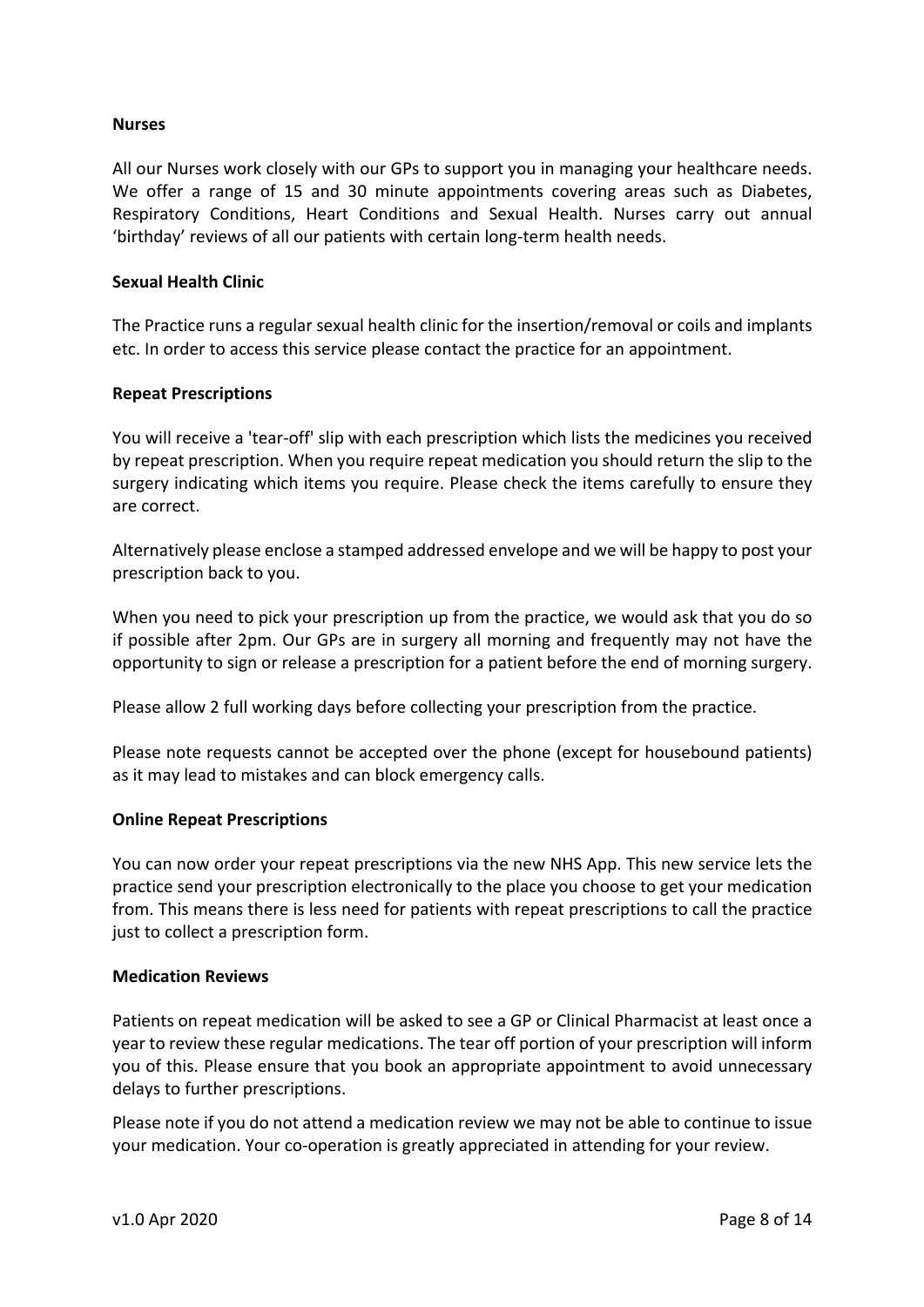**Nurses**

All our Nurses work closely with our GPs to support you in managing your healthcare needs. We offer a range of 15 and 30 minute appointments covering areas such as Diabetes, Respiratory Conditions, Heart Conditions and Sexual Health. Nurses carry out annual 'birthday' reviews of all our patients with certain long-term health needs.

**Sexual Health Clinic**

The Practice runs a regular sexual health clinic for the insertion/removal or coils and implants etc. In order to access this service please contact the practice for an appointment.

**Repeat Prescriptions**

You will receive a 'tear-off' slip with each prescription which lists the medicines you received by repeat prescription. When you require repeat medication you should return the slip to the surgery indicating which items you require. Please check the items carefully to ensure they are correct.

Alternatively please enclose a stamped addressed envelope and we will be happy to post your prescription back to you.

When you need to pick your prescription up from the practice, we would ask that you do so if possible after 2pm. Our GPs are in surgery all morning and frequently may not have the opportunity to sign or release a prescription for a patient before the end of morning surgery.

Please allow 2 full working days before collecting your prescription from the practice.

Please note requests cannot be accepted over the phone (except for housebound patients) as it may lead to mistakes and can block emergency calls.

**Online Repeat Prescriptions**

You can now order your repeat prescriptions via the new NHS App. This new service lets the practice send your prescription electronically to the place you choose to get your medication from. This means there is less need for patients with repeat prescriptions to call the practice just to collect a prescription form.

**Medication Reviews**

Patients on repeat medication will be asked to see a GP or Clinical Pharmacist at least once a year to review these regular medications. The tear off portion of your prescription will inform you of this. Please ensure that you book an appropriate appointment to avoid unnecessary delays to further prescriptions.

Please note if you do not attend a medication review we may not be able to continue to issue your medication. Your co-operation is greatly appreciated in attending for your review.

v1.0 Apr 2020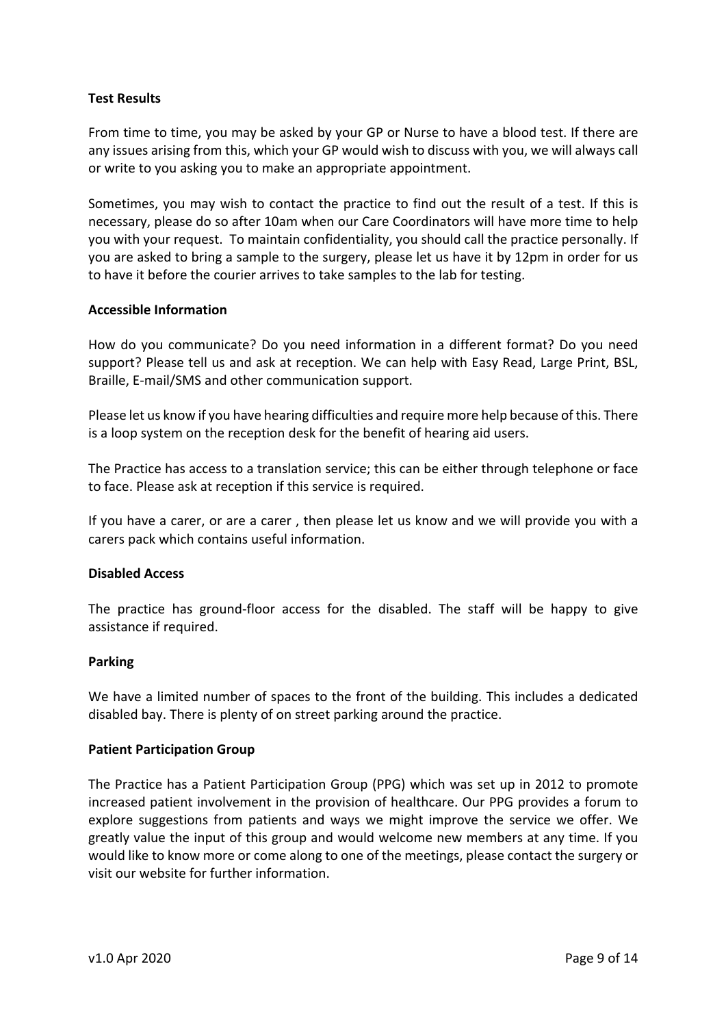**Test Results**

From time to time, you may be asked by your GP or Nurse to have a blood test. If there are any issues arising from this, which your GP would wish to discuss with you, we will always call or write to you asking you to make an appropriate appointment.

Sometimes, you may wish to contact the practice to find out the result of a test. If this is necessary, please do so after 10am when our Care Coordinators will have more time to help you with your request. To maintain confidentiality, you should call the practice personally. If you are asked to bring a sample to the surgery, please let us have it by 12pm in order for us to have it before the courier arrives to take samples to the lab for testing.

**Accessible Information**

How do you communicate? Do you need information in a different format? Do you need support? Please tell us and ask at reception. We can help with Easy Read, Large Print, BSL, Braille, E-mail/SMS and other communication support.

Please let us know if you have hearing difficulties and require more help because of this. There is a loop system on the reception desk for the benefit of hearing aid users.

The Practice has access to a translation service; this can be either through telephone or face to face. Please ask at reception if this service is required.

If you have a carer, or are a carer , then please let us know and we will provide you with a carers pack which contains useful information.

**Disabled Access**

The practice has ground-floor access for the disabled. The staff will be happy to give assistance if required.

**Parking**

We have a limited number of spaces to the front of the building. This includes a dedicated disabled bay. There is plenty of on street parking around the practice.

**Patient Participation Group**

The Practice has a Patient Participation Group (PPG) which was set up in 2012 to promote increased patient involvement in the provision of healthcare. Our PPG provides a forum to explore suggestions from patients and ways we might improve the service we offer. We greatly value the input of this group and would welcome new members at any time. If you would like to know more or come along to one of the meetings, please contact the surgery or visit our website for further information.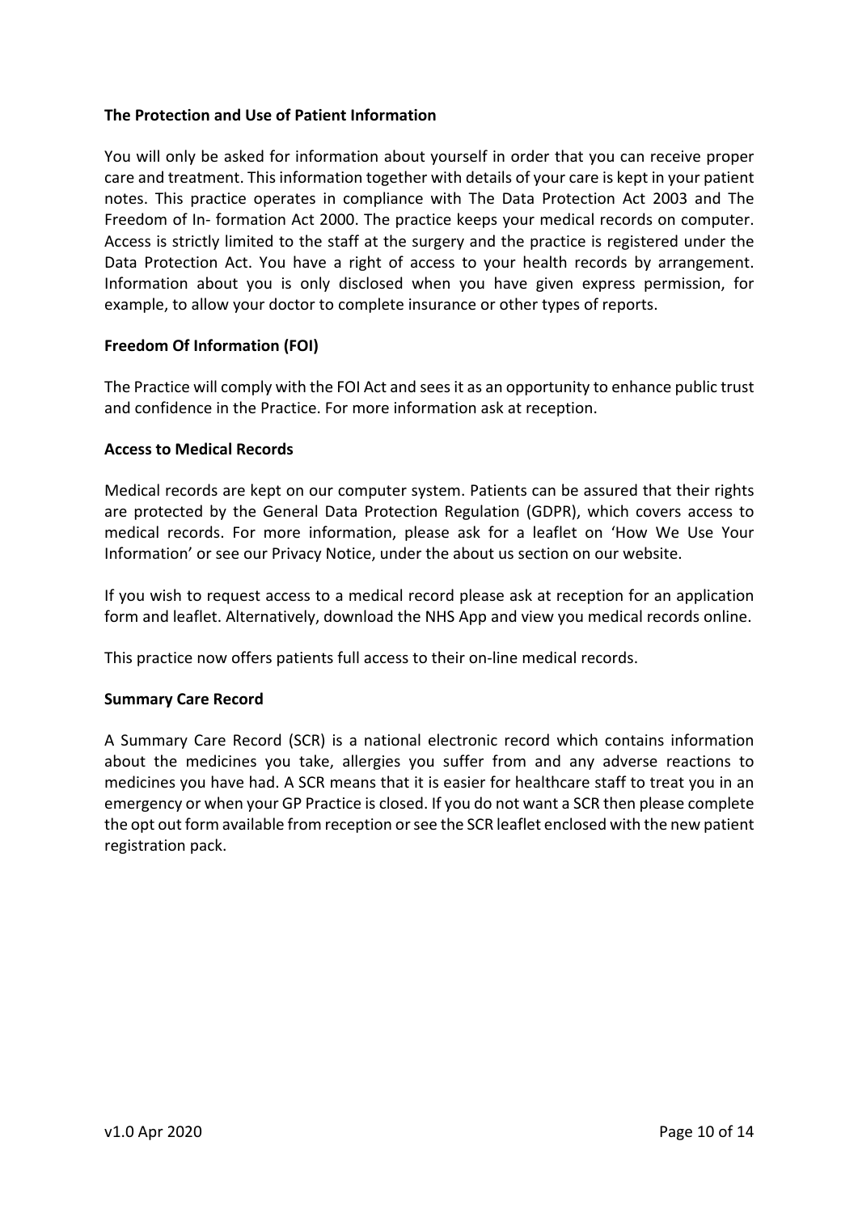**The Protection and Use of Patient Information**

You will only be asked for information about yourself in order that you can receive proper care and treatment. This information together with details of your care is kept in your patient notes. This practice operates in compliance with The Data Protection Act 2003 and The Freedom of In- formation Act 2000. The practice keeps your medical records on computer. Access is strictly limited to the staff at the surgery and the practice is registered under the Data Protection Act. You have a right of access to your health records by arrangement. Information about you is only disclosed when you have given express permission, for example, to allow your doctor to complete insurance or other types of reports.

**Freedom Of Information (FOI)**

The Practice will comply with the FOI Act and sees it as an opportunity to enhance public trust and confidence in the Practice. For more information ask at reception.

**Access to Medical Records**

Medical records are kept on our computer system. Patients can be assured that their rights are protected by the General Data Protection Regulation (GDPR), which covers access to medical records. For more information, please ask for a leaflet on 'How We Use Your Information' or see our Privacy Notice, under the about us section on our website.

If you wish to request access to a medical record please ask at reception for an application form and leaflet. Alternatively, download the NHS App and view you medical records online.

This practice now offers patients full access to their on-line medical records.

**Summary Care Record**

A Summary Care Record (SCR) is a national electronic record which contains information about the medicines you take, allergies you suffer from and any adverse reactions to medicines you have had. A SCR means that it is easier for healthcare staff to treat you in an emergency or when your GP Practice is closed. If you do not want a SCR then please complete the opt out form available from reception or see the SCR leaflet enclosed with the new patient registration pack.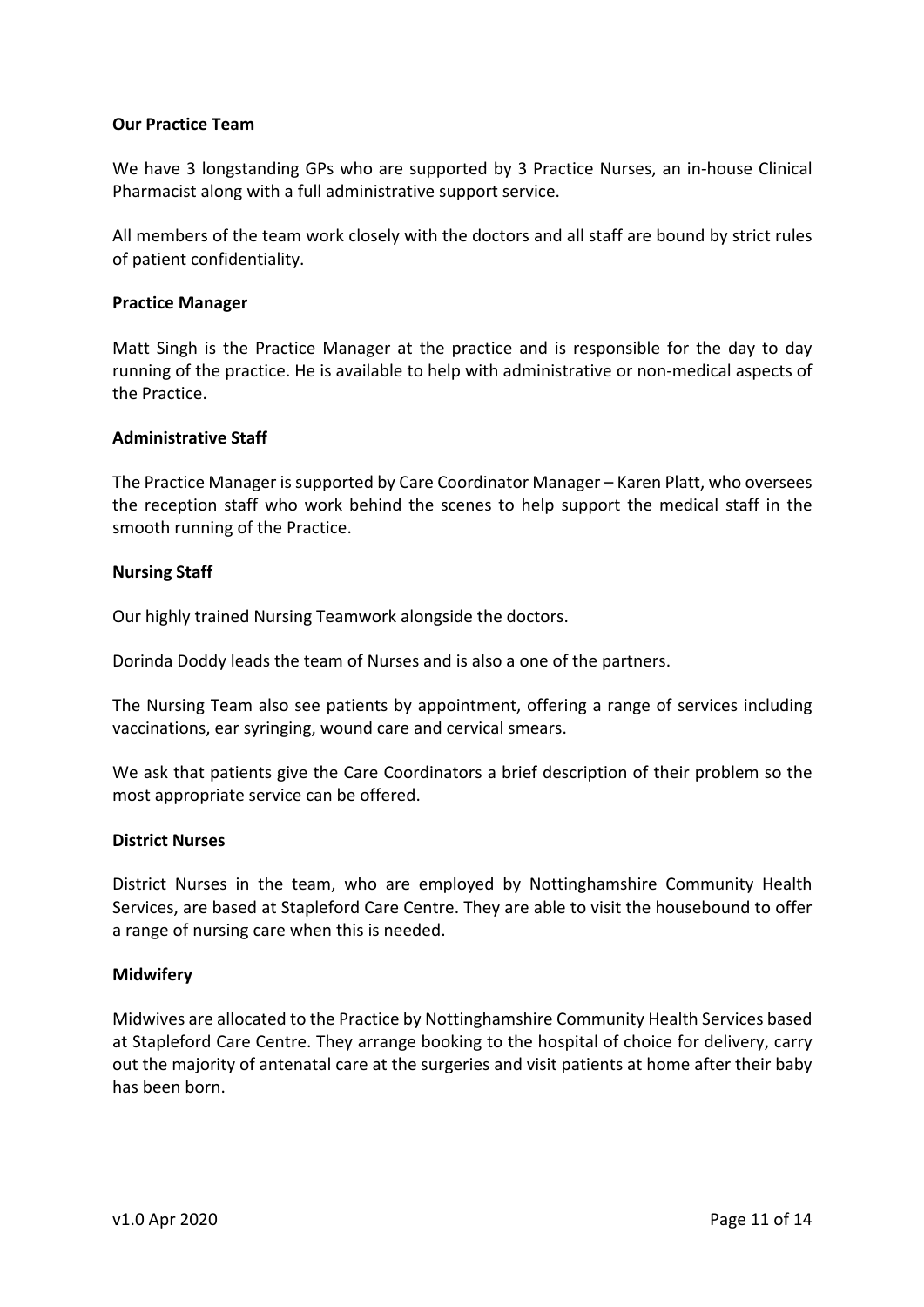## Our Practice Team

We have 3 longstanding GPs who are supported by 3 Practice Nurses, an in-house Clinical Pharmacist along with a full administrative support service.

All members of the team work closely with the doctors and all staff are bound by strict rules of patient confidentiality.

## Practice Manager

Matt Singh is the Practice Manager at the practice and is responsible for the day to day running of the practice. He is available to help with administrative or non-medical aspects of the Practice.

## Administrative Staff

The Practice Manager is supported by Care Coordinator Manager – Karen Platt, who oversees the reception staff who work behind the scenes to help support the medical staff in the smooth running of the Practice.

## Nursing Staff

Our highly trained Nursing Teamwork alongside the doctors.

Dorinda Doddy leads the team of Nurses and is also a one of the partners.

The Nursing Team also see patients by appointment, offering a range of services including vaccinations, ear syringing, wound care and cervical smears.

We ask that patients give the Care Coordinators a brief description of their problem so the most appropriate service can be offered.

## District Nurses

District Nurses in the team, who are employed by Nottinghamshire Community Health Services, are based at Stapleford Care Centre. They are able to visit the housebound to offer a range of nursing care when this is needed.

## Midwifery

Midwives are allocated to the Practice by Nottinghamshire Community Health Services based at Stapleford Care Centre. They arrange booking to the hospital of choice for delivery, carry out the majority of antenatal care at the surgeries and visit patients at home after their baby has been born.

v1.0 Apr 2020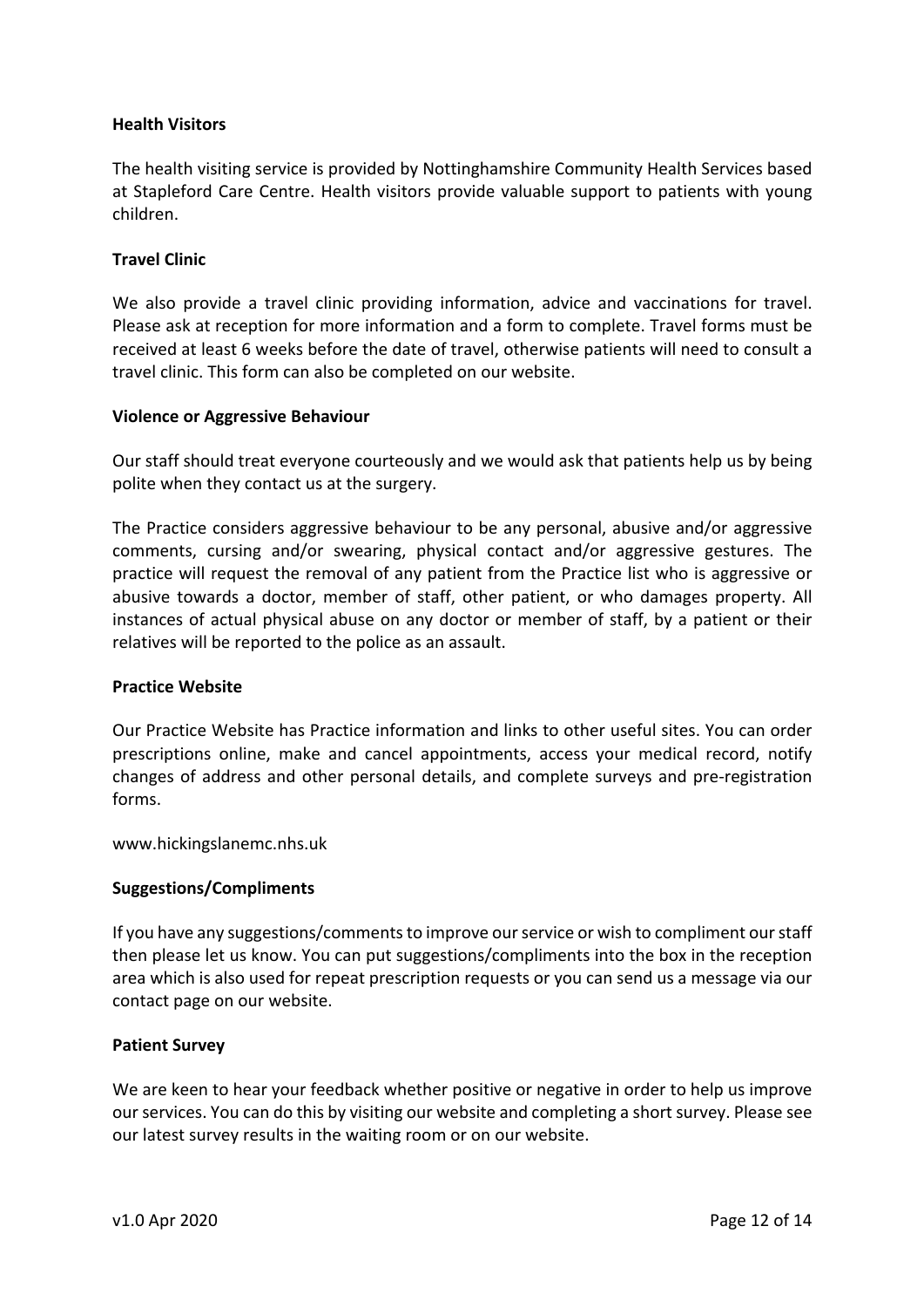**Health Visitors**

The health visiting service is provided by Nottinghamshire Community Health Services based at Stapleford Care Centre. Health visitors provide valuable support to patients with young children.

**Travel Clinic**

We also provide a travel clinic providing information, advice and vaccinations for travel. Please ask at reception for more information and a form to complete. Travel forms must be received at least 6 weeks before the date of travel, otherwise patients will need to consult a travel clinic. This form can also be completed on our website.

**Violence or Aggressive Behaviour**

Our staff should treat everyone courteously and we would ask that patients help us by being polite when they contact us at the surgery.

The Practice considers aggressive behaviour to be any personal, abusive and/or aggressive comments, cursing and/or swearing, physical contact and/or aggressive gestures. The practice will request the removal of any patient from the Practice list who is aggressive or abusive towards a doctor, member of staff, other patient, or who damages property. All instances of actual physical abuse on any doctor or member of staff, by a patient or their relatives will be reported to the police as an assault.

**Practice Website**

Our Practice Website has Practice information and links to other useful sites. You can order prescriptions online, make and cancel appointments, access your medical record, notify changes of address and other personal details, and complete surveys and pre-registration forms.

www.hickingslanemc.nhs.uk

**Suggestions/Compliments**

If you have any suggestions/comments to improve our service or wish to compliment our staff then please let us know. You can put suggestions/compliments into the box in the reception area which is also used for repeat prescription requests or you can send us a message via our contact page on our website.

**Patient Survey**

We are keen to hear your feedback whether positive or negative in order to help us improve our services. You can do this by visiting our website and completing a short survey. Please see our latest survey results in the waiting room or on our website.

v1.0 Apr 2020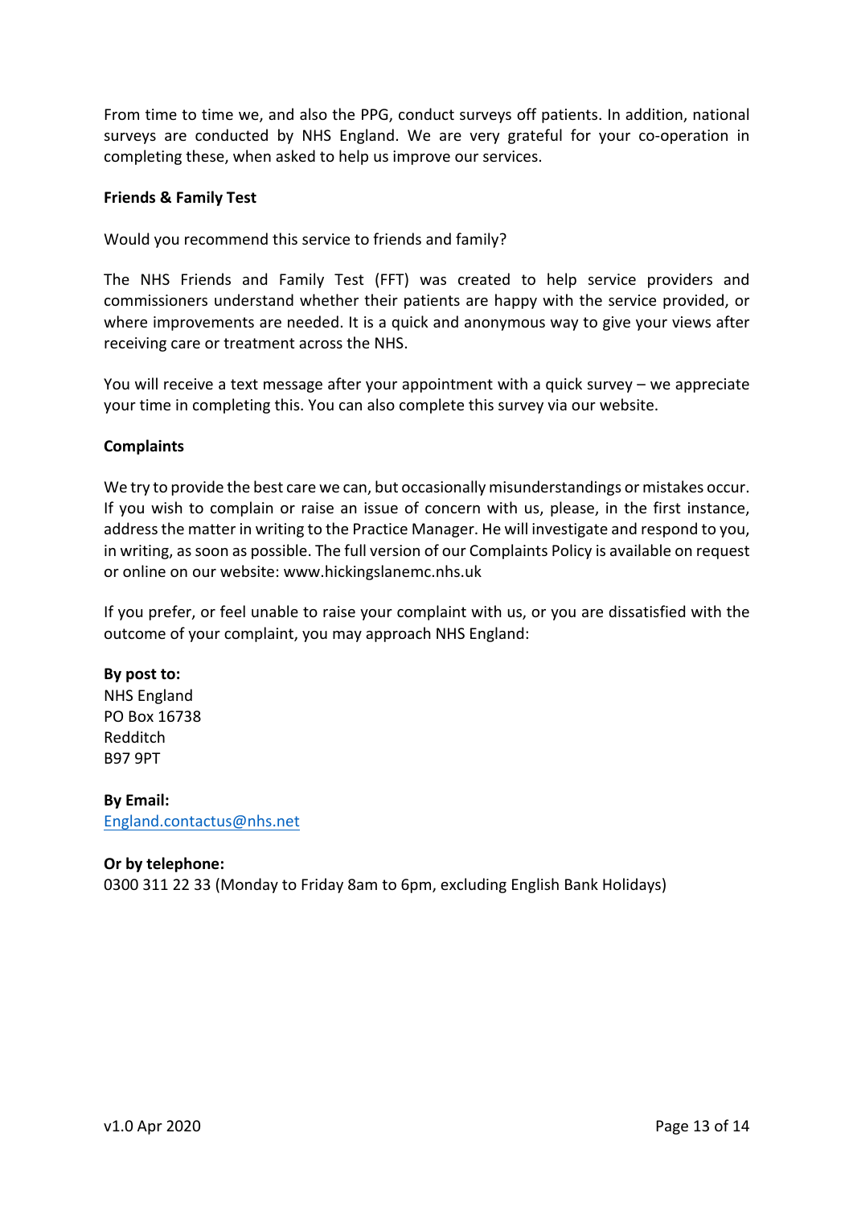From time to time we, and also the PPG, conduct surveys off patients. In addition, national surveys are conducted by NHS England. We are very grateful for your co-operation in completing these, when asked to help us improve our services.

**Friends & Family Test**

Would you recommend this service to friends and family?

The NHS Friends and Family Test (FFT) was created to help service providers and commissioners understand whether their patients are happy with the service provided, or where improvements are needed. It is a quick and anonymous way to give your views after receiving care or treatment across the NHS.

You will receive a text message after your appointment with a quick survey – we appreciate your time in completing this. You can also complete this survey via our website.

**Complaints**

We try to provide the best care we can, but occasionally misunderstandings or mistakes occur. If you wish to complain or raise an issue of concern with us, please, in the first instance, address the matter in writing to the Practice Manager. He will investigate and respond to you, in writing, as soon as possible. The full version of our Complaints Policy is available on request or online on our website: www.hickingslanemc.nhs.uk

If you prefer, or feel unable to raise your complaint with us, or you are dissatisfied with the outcome of your complaint, you may approach NHS England:

**By post to:**
NHS England
PO Box 16738
Redditch
B97 9PT

**By Email:**
England.contactus@nhs.net

**Or by telephone:**
0300 311 22 33 (Monday to Friday 8am to 6pm, excluding English Bank Holidays)

v1.0 Apr 2020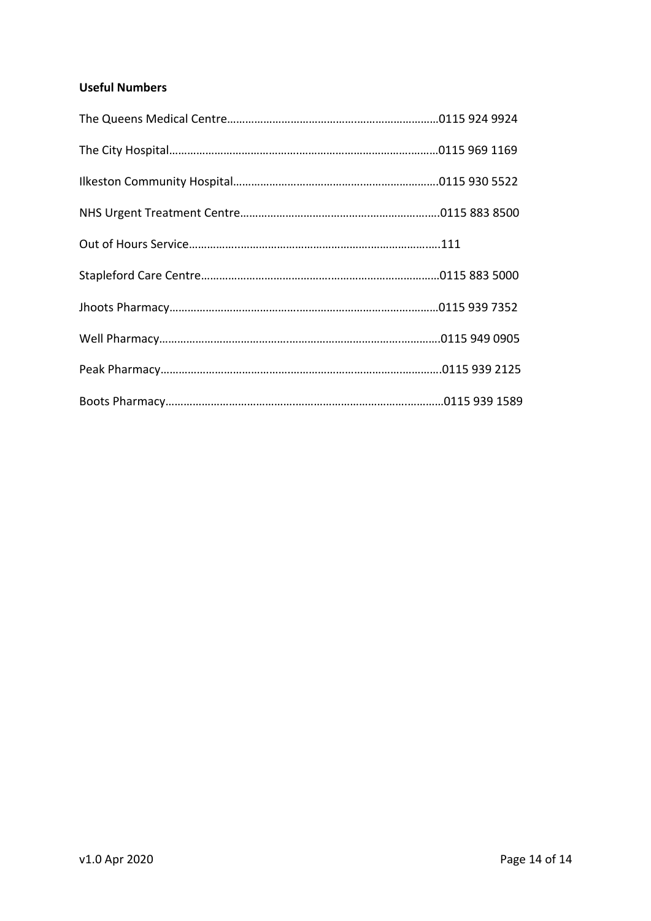**Useful Numbers**

The Queens Medical Centre……………………………………………………………0115 924 9924

The City Hospital………………………………………………………………………0115 969 1169

Ilkeston Community Hospital…………………………………………………………0115 930 5522

NHS Urgent Treatment Centre…………………………………………………………0115 883 8500

Out of Hours Service…………………………………………………………………….111

Stapleford Care Centre………………………………………………………………0115 883 5000

Jhoots Pharmacy………………………………………………………………………0115 939 7352

Well Pharmacy…………………………………………………………………………0115 949 0905

Peak Pharmacy…………………………………………………………………………0115 939 2125

Boots Pharmacy…………………………………………………………………………0115 939 1589

v1.0 Apr 2020